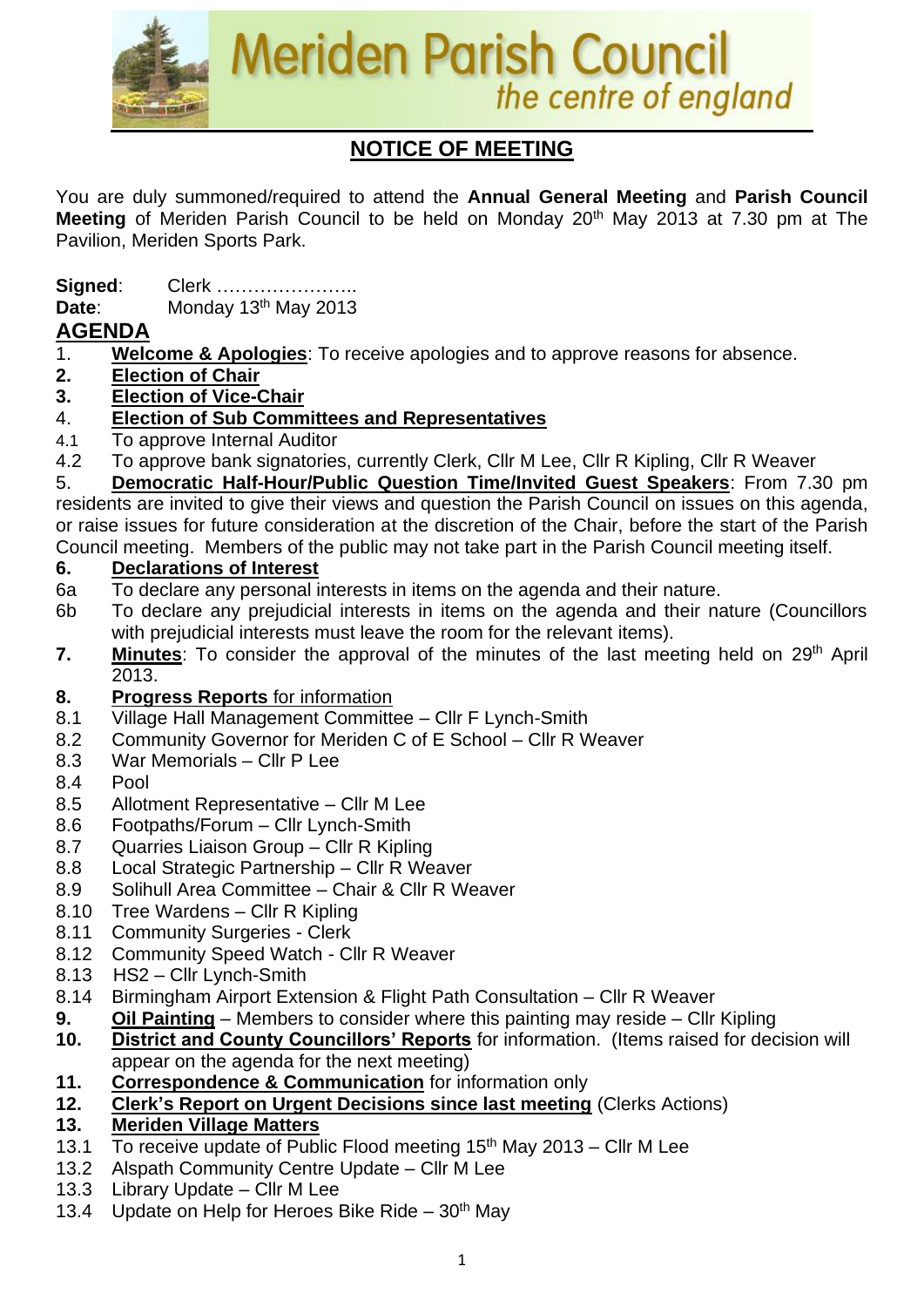# Meriden Parish Council

*the centre of england*

## NOTICE OF MEETING

You are duly summoned/required to attend the **Annual General Meeting** and **Parish Council Meeting** of Meriden Parish Council to be held on Monday 20th May 2013 at 7.30 pm at The Pavilion, Meriden Sports Park.

**Signed**: Clerk …………………..
**Date**: Monday 13th May 2013

## AGENDA

1. **Welcome & Apologies**: To receive apologies and to approve reasons for absence.
2. **Election of Chair**
3. **Election of Vice-Chair**
4. **Election of Sub Committees and Representatives**
   - 4.1 To approve Internal Auditor
   - 4.2 To approve bank signatories, currently Clerk, Cllr M Lee, Cllr R Kipling, Cllr R Weaver
5. **Democratic Half-Hour/Public Question Time/Invited Guest Speakers**: From 7.30 pm residents are invited to give their views and question the Parish Council on issues on this agenda, or raise issues for future consideration at the discretion of the Chair, before the start of the Parish Council meeting. Members of the public may not take part in the Parish Council meeting itself.
6. **Declarations of Interest**
   - 6a To declare any personal interests in items on the agenda and their nature.
   - 6b To declare any prejudicial interests in items on the agenda and their nature (Councillors with prejudicial interests must leave the room for the relevant items).
7. **Minutes**: To consider the approval of the minutes of the last meeting held on 29th April 2013.
8. **Progress Reports** for information
   - 8.1 Village Hall Management Committee – Cllr F Lynch-Smith
   - 8.2 Community Governor for Meriden C of E School – Cllr R Weaver
   - 8.3 War Memorials – Cllr P Lee
   - 8.4 Pool
   - 8.5 Allotment Representative – Cllr M Lee
   - 8.6 Footpaths/Forum – Cllr Lynch-Smith
   - 8.7 Quarries Liaison Group – Cllr R Kipling
   - 8.8 Local Strategic Partnership – Cllr R Weaver
   - 8.9 Solihull Area Committee – Chair & Cllr R Weaver
   - 8.10 Tree Wardens – Cllr R Kipling
   - 8.11 Community Surgeries - Clerk
   - 8.12 Community Speed Watch - Cllr R Weaver
   - 8.13 HS2 – Cllr Lynch-Smith
   - 8.14 Birmingham Airport Extension & Flight Path Consultation – Cllr R Weaver
9. **Oil Painting** – Members to consider where this painting may reside – Cllr Kipling
10. **District and County Councillors' Reports** for information. (Items raised for decision will appear on the agenda for the next meeting)
11. **Correspondence & Communication** for information only
12. **Clerk's Report on Urgent Decisions since last meeting** (Clerks Actions)
13. **Meriden Village Matters**
   - 13.1 To receive update of Public Flood meeting 15th May 2013 – Cllr M Lee
   - 13.2 Alspath Community Centre Update – Cllr M Lee
   - 13.3 Library Update – Cllr M Lee
   - 13.4 Update on Help for Heroes Bike Ride – 30th May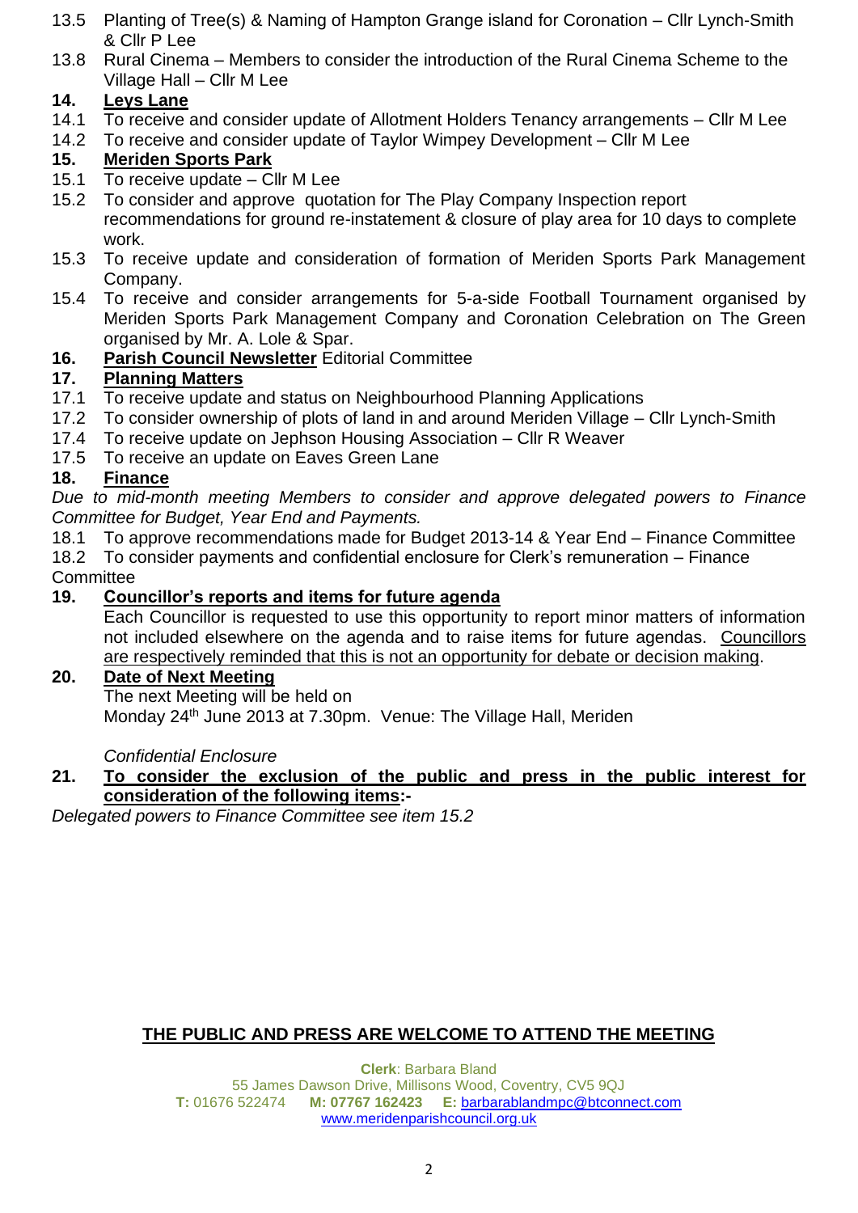13.5 Planting of Tree(s) & Naming of Hampton Grange island for Coronation – Cllr Lynch-Smith & Cllr P Lee

13.8 Rural Cinema – Members to consider the introduction of the Rural Cinema Scheme to the Village Hall – Cllr M Lee

**14. Leys Lane**

14.1 To receive and consider update of Allotment Holders Tenancy arrangements – Cllr M Lee

14.2 To receive and consider update of Taylor Wimpey Development – Cllr M Lee

**15. Meriden Sports Park**

15.1 To receive update – Cllr M Lee

15.2 To consider and approve quotation for The Play Company Inspection report recommendations for ground re-instatement & closure of play area for 10 days to complete work.

15.3 To receive update and consideration of formation of Meriden Sports Park Management Company.

15.4 To receive and consider arrangements for 5-a-side Football Tournament organised by Meriden Sports Park Management Company and Coronation Celebration on The Green organised by Mr. A. Lole & Spar.

**16. Parish Council Newsletter** Editorial Committee

**17. Planning Matters**

17.1 To receive update and status on Neighbourhood Planning Applications

17.2 To consider ownership of plots of land in and around Meriden Village – Cllr Lynch-Smith

17.4 To receive update on Jephson Housing Association – Cllr R Weaver

17.5 To receive an update on Eaves Green Lane

**18. Finance**

*Due to mid-month meeting Members to consider and approve delegated powers to Finance Committee for Budget, Year End and Payments.*

18.1 To approve recommendations made for Budget 2013-14 & Year End – Finance Committee

18.2 To consider payments and confidential enclosure for Clerk's remuneration – Finance Committee

**19. Councillor's reports and items for future agenda**

Each Councillor is requested to use this opportunity to report minor matters of information not included elsewhere on the agenda and to raise items for future agendas. Councillors are respectively reminded that this is not an opportunity for debate or decision making.

**20. Date of Next Meeting**

The next Meeting will be held on
Monday 24th June 2013 at 7.30pm. Venue: The Village Hall, Meriden

*Confidential Enclosure*

**21. To consider the exclusion of the public and press in the public interest for consideration of the following items:-**

*Delegated powers to Finance Committee see item 15.2*

**THE PUBLIC AND PRESS ARE WELCOME TO ATTEND THE MEETING**

**Clerk**: Barbara Bland
55 James Dawson Drive, Millisons Wood, Coventry, CV5 9QJ
**T:** 01676 522474 **M: 07767 162423** **E:** barbarablandmpc@btconnect.com
www.meridenparishcouncil.org.uk